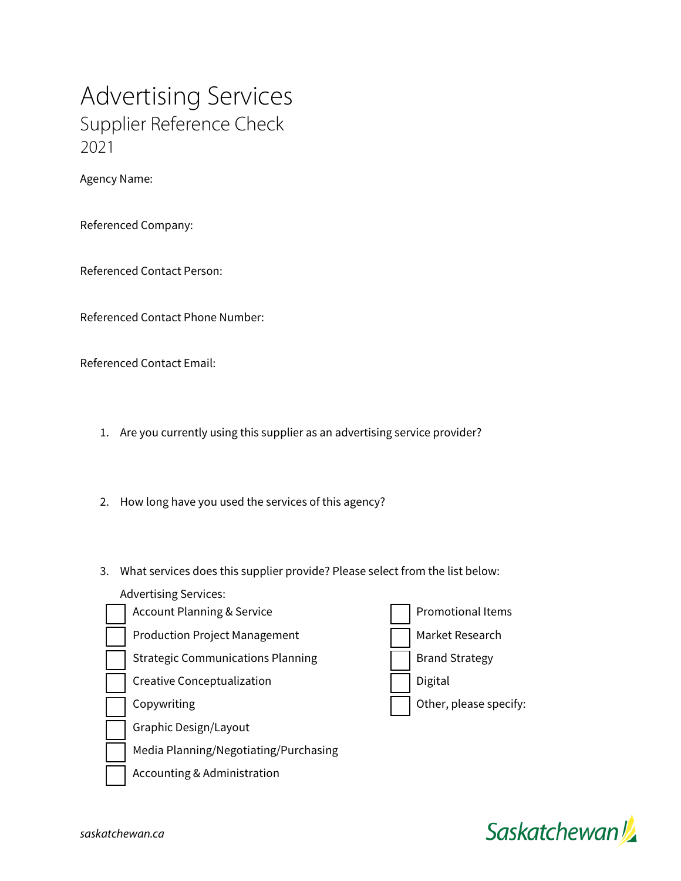# Advertising Services

## Supplier Reference Check

2021

Agency Name:

Referenced Company:

Referenced Contact Person:

Referenced Contact Phone Number:

Referenced Contact Email:

1. Are you currently using this supplier as an advertising service provider?

2. How long have you used the services of this agency?

3. What services does this supplier provide? Please select from the list below:

   Advertising Services:

   - [ ] Account Planning & Service
   - [ ] Production Project Management
   - [ ] Strategic Communications Planning
   - [ ] Creative Conceptualization
   - [ ] Copywriting
   - [ ] Graphic Design/Layout
   - [ ] Media Planning/Negotiating/Purchasing
   - [ ] Accounting & Administration
   - [ ] Promotional Items
   - [ ] Market Research
   - [ ] Brand Strategy
   - [ ] Digital
   - [ ] Other, please specify: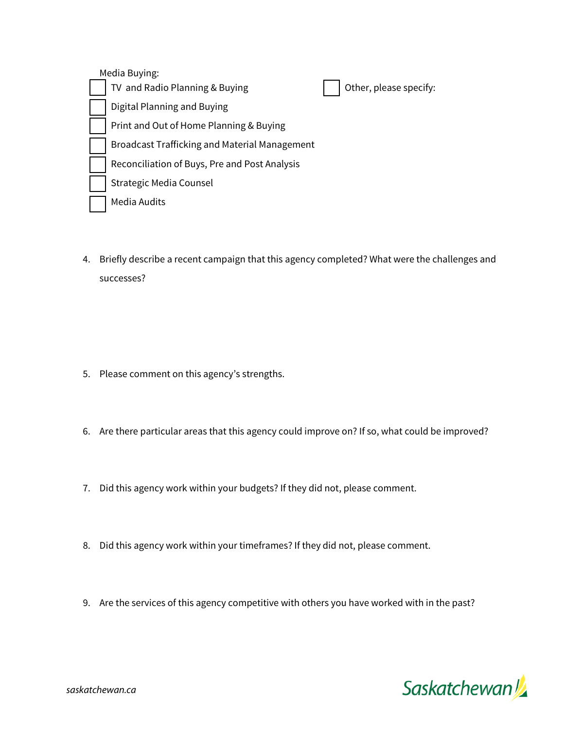Media Buying:

- [ ] TV and Radio Planning & Buying
- [ ] Digital Planning and Buying
- [ ] Print and Out of Home Planning & Buying
- [ ] Broadcast Trafficking and Material Management
- [ ] Reconciliation of Buys, Pre and Post Analysis
- [ ] Strategic Media Counsel
- [ ] Media Audits

- [ ] Other, please specify:

4. Briefly describe a recent campaign that this agency completed? What were the challenges and successes?

5. Please comment on this agency's strengths.

6. Are there particular areas that this agency could improve on? If so, what could be improved?

7. Did this agency work within your budgets? If they did not, please comment.

8. Did this agency work within your timeframes? If they did not, please comment.

9. Are the services of this agency competitive with others you have worked with in the past?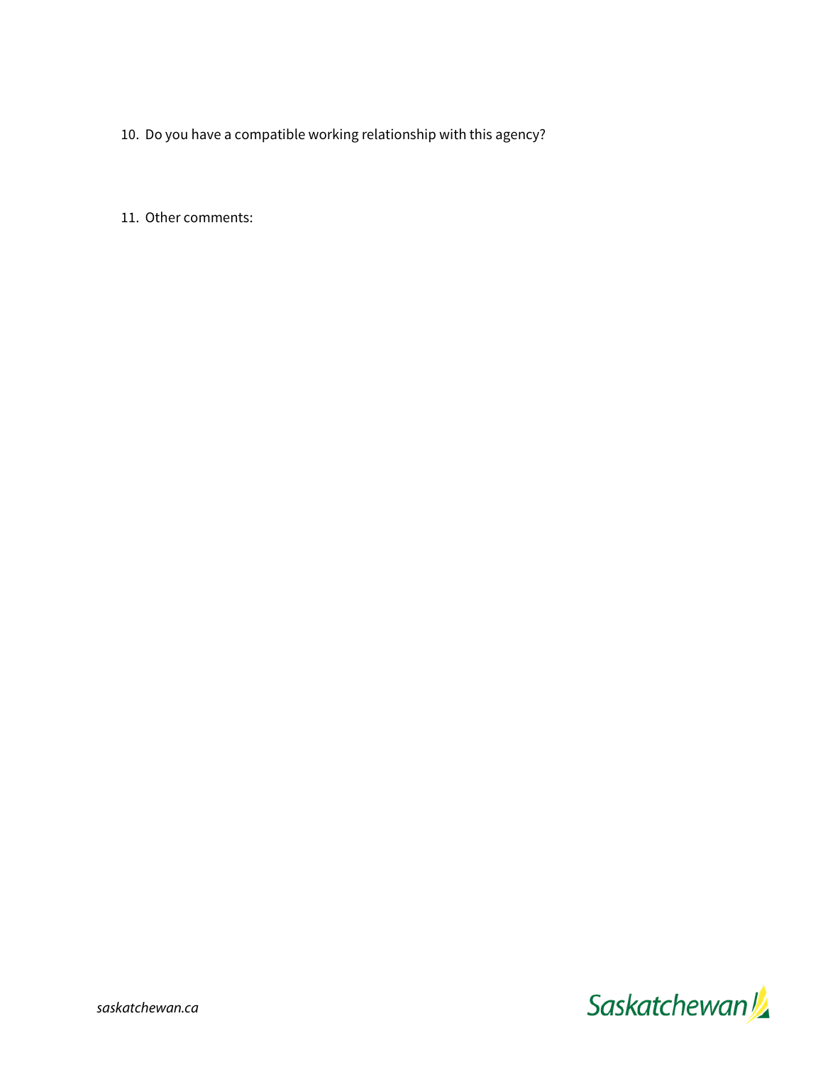10. Do you have a compatible working relationship with this agency?

11. Other comments: